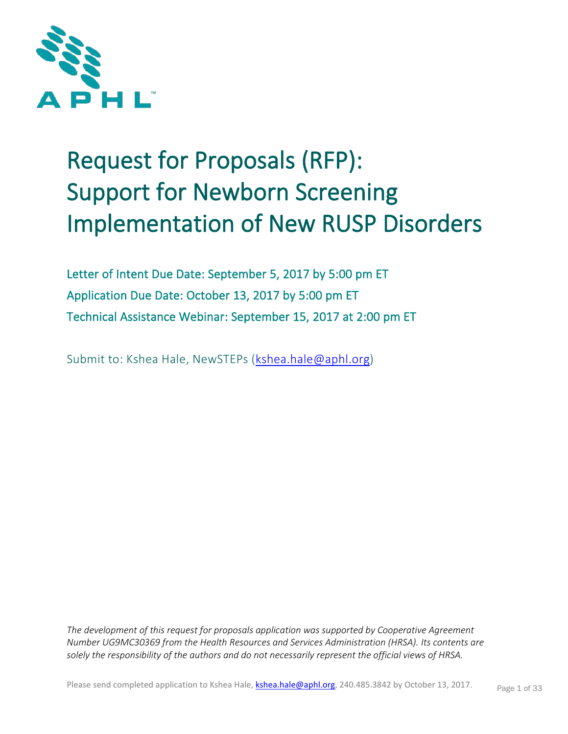APHL

# Request for Proposals (RFP): Support for Newborn Screening Implementation of New RUSP Disorders

Letter of Intent Due Date: September 5, 2017 by 5:00 pm ET

Application Due Date: October 13, 2017 by 5:00 pm ET

Technical Assistance Webinar: September 15, 2017 at 2:00 pm ET

Submit to: Kshea Hale, NewSTEPs (kshea.hale@aphl.org)

*The development of this request for proposals application was supported by Cooperative Agreement Number UG9MC30369 from the Health Resources and Services Administration (HRSA). Its contents are solely the responsibility of the authors and do not necessarily represent the official views of HRSA.*

Please send completed application to Kshea Hale, kshea.hale@aphl.org, 240.485.3842 by October 13, 2017.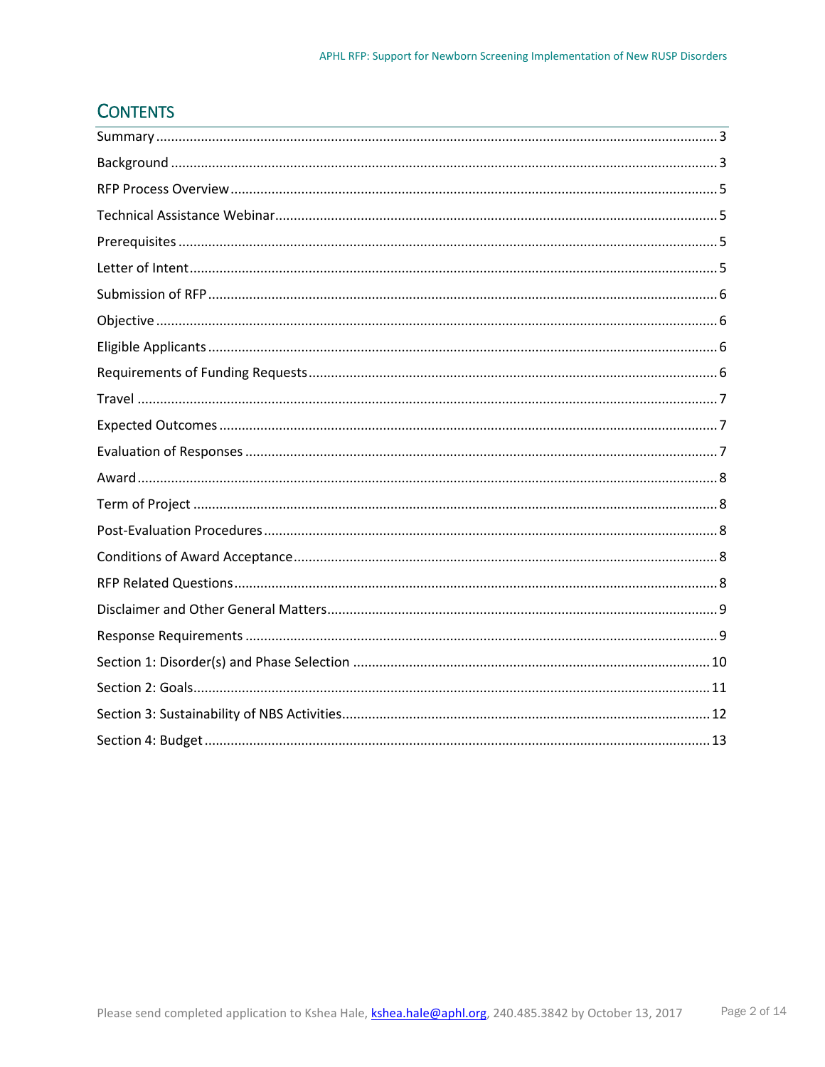# CONTENTS

| | |
|---|---|
| Summary | 3 |
| Background | 3 |
| RFP Process Overview | 5 |
| Technical Assistance Webinar | 5 |
| Prerequisites | 5 |
| Letter of Intent | 5 |
| Submission of RFP | 6 |
| Objective | 6 |
| Eligible Applicants | 6 |
| Requirements of Funding Requests | 6 |
| Travel | 7 |
| Expected Outcomes | 7 |
| Evaluation of Responses | 7 |
| Award | 8 |
| Term of Project | 8 |
| Post-Evaluation Procedures | 8 |
| Conditions of Award Acceptance | 8 |
| RFP Related Questions | 8 |
| Disclaimer and Other General Matters | 9 |
| Response Requirements | 9 |
| Section 1: Disorder(s) and Phase Selection | 10 |
| Section 2: Goals | 11 |
| Section 3: Sustainability of NBS Activities | 12 |
| Section 4: Budget | 13 |

Please send completed application to Kshea Hale, kshea.hale@aphl.org, 240.485.3842 by October 13, 2017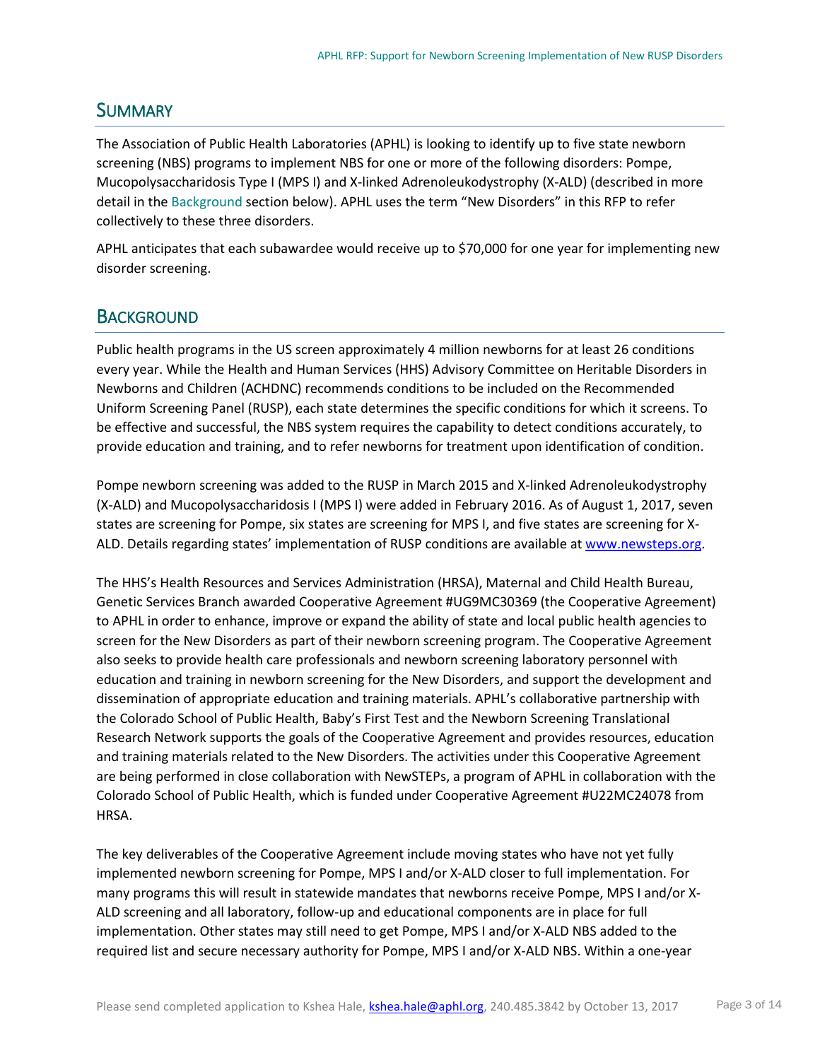## Summary

The Association of Public Health Laboratories (APHL) is looking to identify up to five state newborn screening (NBS) programs to implement NBS for one or more of the following disorders: Pompe, Mucopolysaccharidosis Type I (MPS I) and X-linked Adrenoleukodystrophy (X-ALD) (described in more detail in the Background section below). APHL uses the term "New Disorders" in this RFP to refer collectively to these three disorders.

APHL anticipates that each subawardee would receive up to $70,000 for one year for implementing new disorder screening.

## Background

Public health programs in the US screen approximately 4 million newborns for at least 26 conditions every year. While the Health and Human Services (HHS) Advisory Committee on Heritable Disorders in Newborns and Children (ACHDNC) recommends conditions to be included on the Recommended Uniform Screening Panel (RUSP), each state determines the specific conditions for which it screens. To be effective and successful, the NBS system requires the capability to detect conditions accurately, to provide education and training, and to refer newborns for treatment upon identification of condition.

Pompe newborn screening was added to the RUSP in March 2015 and X-linked Adrenoleukodystrophy (X-ALD) and Mucopolysaccharidosis I (MPS I) were added in February 2016. As of August 1, 2017, seven states are screening for Pompe, six states are screening for MPS I, and five states are screening for X-ALD. Details regarding states' implementation of RUSP conditions are available at www.newsteps.org.

The HHS's Health Resources and Services Administration (HRSA), Maternal and Child Health Bureau, Genetic Services Branch awarded Cooperative Agreement #UG9MC30369 (the Cooperative Agreement) to APHL in order to enhance, improve or expand the ability of state and local public health agencies to screen for the New Disorders as part of their newborn screening program. The Cooperative Agreement also seeks to provide health care professionals and newborn screening laboratory personnel with education and training in newborn screening for the New Disorders, and support the development and dissemination of appropriate education and training materials. APHL's collaborative partnership with the Colorado School of Public Health, Baby's First Test and the Newborn Screening Translational Research Network supports the goals of the Cooperative Agreement and provides resources, education and training materials related to the New Disorders. The activities under this Cooperative Agreement are being performed in close collaboration with NewSTEPs, a program of APHL in collaboration with the Colorado School of Public Health, which is funded under Cooperative Agreement #U22MC24078 from HRSA.

The key deliverables of the Cooperative Agreement include moving states who have not yet fully implemented newborn screening for Pompe, MPS I and/or X-ALD closer to full implementation. For many programs this will result in statewide mandates that newborns receive Pompe, MPS I and/or X-ALD screening and all laboratory, follow-up and educational components are in place for full implementation. Other states may still need to get Pompe, MPS I and/or X-ALD NBS added to the required list and secure necessary authority for Pompe, MPS I and/or X-ALD NBS. Within a one-year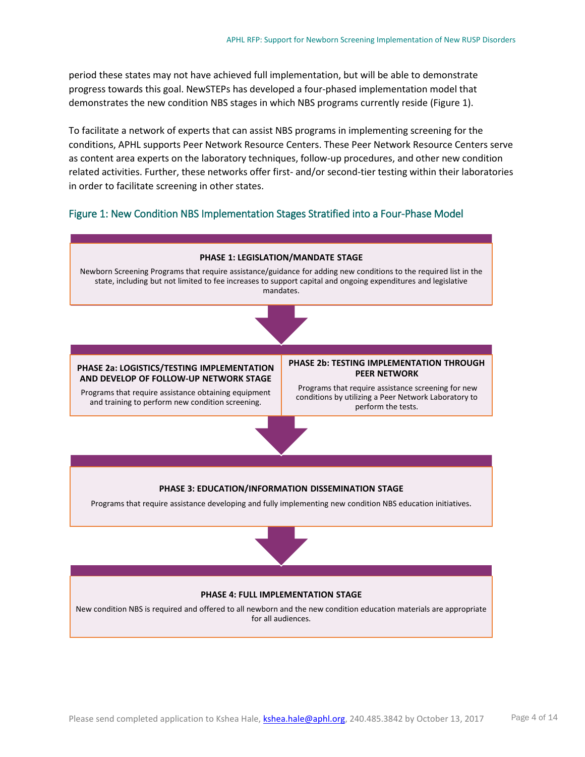period these states may not have achieved full implementation, but will be able to demonstrate progress towards this goal. NewSTEPs has developed a four-phased implementation model that demonstrates the new condition NBS stages in which NBS programs currently reside (Figure 1).

To facilitate a network of experts that can assist NBS programs in implementing screening for the conditions, APHL supports Peer Network Resource Centers. These Peer Network Resource Centers serve as content area experts on the laboratory techniques, follow-up procedures, and other new condition related activities. Further, these networks offer first- and/or second-tier testing within their laboratories in order to facilitate screening in other states.

### Figure 1: New Condition NBS Implementation Stages Stratified into a Four-Phase Model

**PHASE 1: LEGISLATION/MANDATE STAGE**

Newborn Screening Programs that require assistance/guidance for adding new conditions to the required list in the state, including but not limited to fee increases to support capital and ongoing expenditures and legislative mandates.

↓

**PHASE 2a: LOGISTICS/TESTING IMPLEMENTATION AND DEVELOP OF FOLLOW-UP NETWORK STAGE**

Programs that require assistance obtaining equipment and training to perform new condition screening.

**PHASE 2b: TESTING IMPLEMENTATION THROUGH PEER NETWORK**

Programs that require assistance screening for new conditions by utilizing a Peer Network Laboratory to perform the tests.

↓

**PHASE 3: EDUCATION/INFORMATION DISSEMINATION STAGE**

Programs that require assistance developing and fully implementing new condition NBS education initiatives.

↓

**PHASE 4: FULL IMPLEMENTATION STAGE**

New condition NBS is required and offered to all newborn and the new condition education materials are appropriate for all audiences.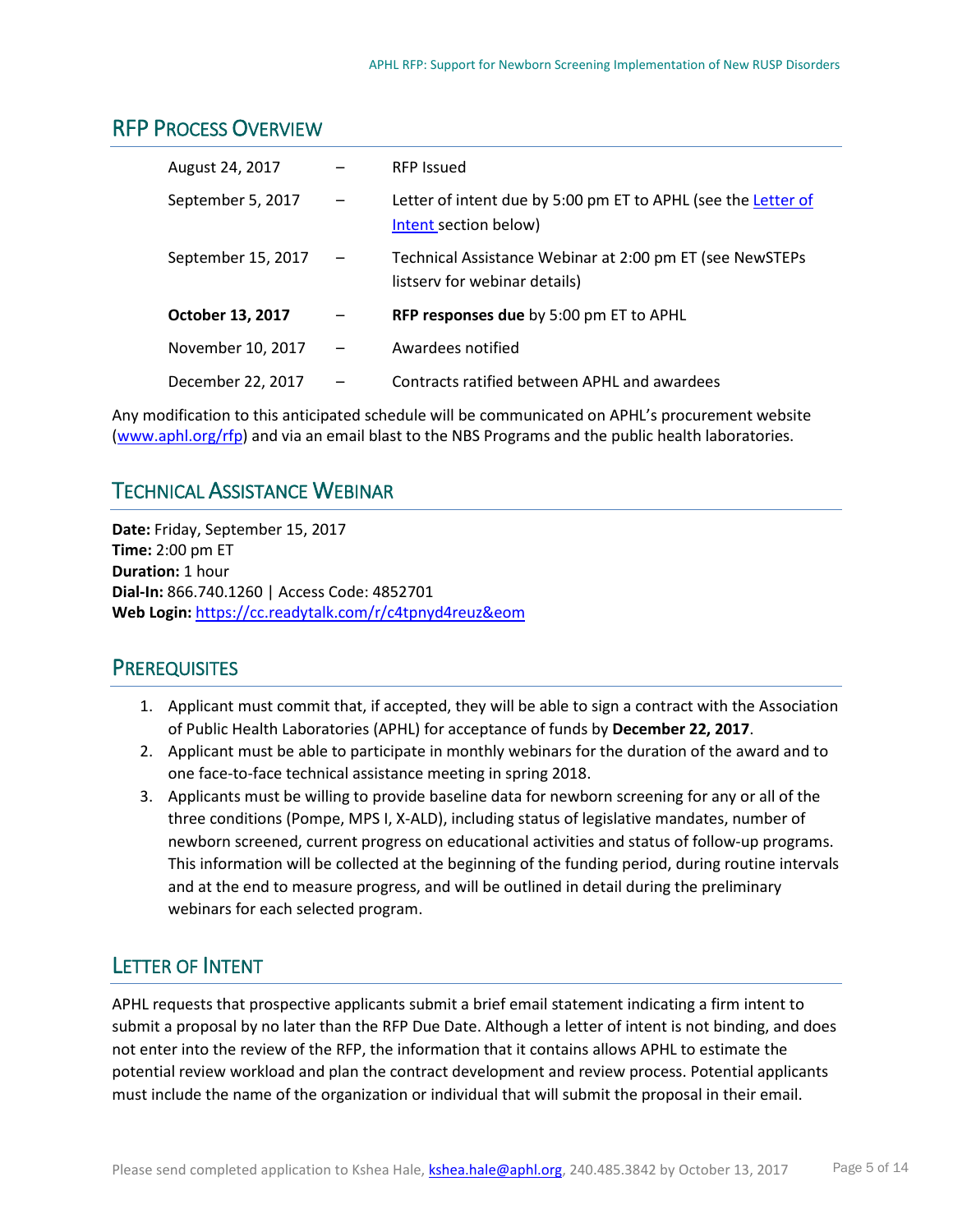## RFP Process Overview

| | | |
|---|---|---|
| August 24, 2017 | – | RFP Issued |
| September 5, 2017 | – | Letter of intent due by 5:00 pm ET to APHL (see the Letter of Intent section below) |
| September 15, 2017 | – | Technical Assistance Webinar at 2:00 pm ET (see NewSTEPs listserv for webinar details) |
| **October 13, 2017** | – | **RFP responses due** by 5:00 pm ET to APHL |
| November 10, 2017 | – | Awardees notified |
| December 22, 2017 | – | Contracts ratified between APHL and awardees |

Any modification to this anticipated schedule will be communicated on APHL's procurement website (www.aphl.org/rfp) and via an email blast to the NBS Programs and the public health laboratories.

## Technical Assistance Webinar

**Date:** Friday, September 15, 2017
**Time:** 2:00 pm ET
**Duration:** 1 hour
**Dial-In:** 866.740.1260 | Access Code: 4852701
**Web Login:** https://cc.readytalk.com/r/c4tpnyd4reuz&eom

## Prerequisites

1. Applicant must commit that, if accepted, they will be able to sign a contract with the Association of Public Health Laboratories (APHL) for acceptance of funds by **December 22, 2017**.
2. Applicant must be able to participate in monthly webinars for the duration of the award and to one face-to-face technical assistance meeting in spring 2018.
3. Applicants must be willing to provide baseline data for newborn screening for any or all of the three conditions (Pompe, MPS I, X-ALD), including status of legislative mandates, number of newborn screened, current progress on educational activities and status of follow-up programs. This information will be collected at the beginning of the funding period, during routine intervals and at the end to measure progress, and will be outlined in detail during the preliminary webinars for each selected program.

## Letter of Intent

APHL requests that prospective applicants submit a brief email statement indicating a firm intent to submit a proposal by no later than the RFP Due Date. Although a letter of intent is not binding, and does not enter into the review of the RFP, the information that it contains allows APHL to estimate the potential review workload and plan the contract development and review process. Potential applicants must include the name of the organization or individual that will submit the proposal in their email.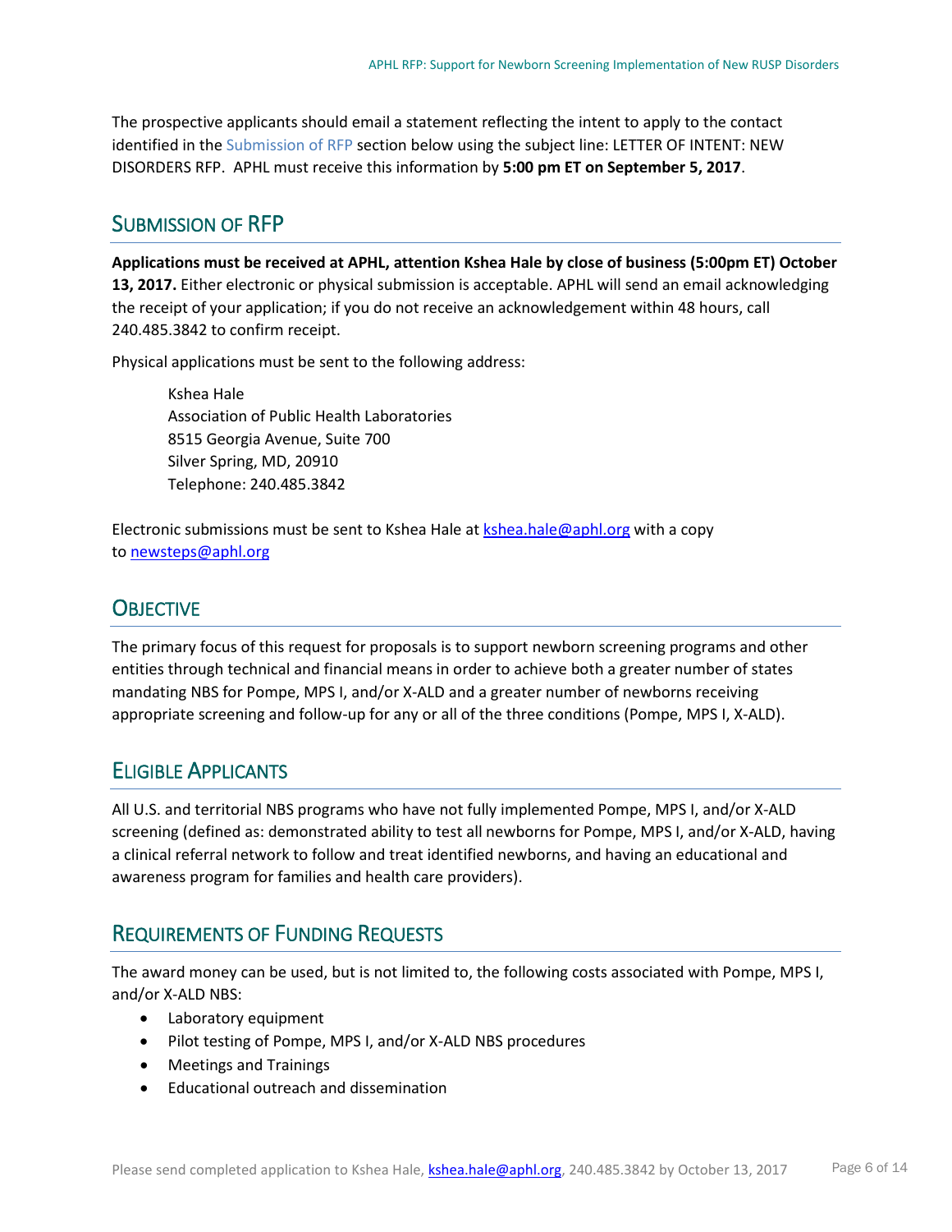The prospective applicants should email a statement reflecting the intent to apply to the contact identified in the Submission of RFP section below using the subject line: LETTER OF INTENT: NEW DISORDERS RFP. APHL must receive this information by **5:00 pm ET on September 5, 2017**.

## Submission of RFP

**Applications must be received at APHL, attention Kshea Hale by close of business (5:00pm ET) October 13, 2017.** Either electronic or physical submission is acceptable. APHL will send an email acknowledging the receipt of your application; if you do not receive an acknowledgement within 48 hours, call 240.485.3842 to confirm receipt.

Physical applications must be sent to the following address:

Kshea Hale
Association of Public Health Laboratories
8515 Georgia Avenue, Suite 700
Silver Spring, MD, 20910
Telephone: 240.485.3842

Electronic submissions must be sent to Kshea Hale at kshea.hale@aphl.org with a copy to newsteps@aphl.org

## Objective

The primary focus of this request for proposals is to support newborn screening programs and other entities through technical and financial means in order to achieve both a greater number of states mandating NBS for Pompe, MPS I, and/or X-ALD and a greater number of newborns receiving appropriate screening and follow-up for any or all of the three conditions (Pompe, MPS I, X-ALD).

## Eligible Applicants

All U.S. and territorial NBS programs who have not fully implemented Pompe, MPS I, and/or X-ALD screening (defined as: demonstrated ability to test all newborns for Pompe, MPS I, and/or X-ALD, having a clinical referral network to follow and treat identified newborns, and having an educational and awareness program for families and health care providers).

## Requirements of Funding Requests

The award money can be used, but is not limited to, the following costs associated with Pompe, MPS I, and/or X-ALD NBS:

- Laboratory equipment
- Pilot testing of Pompe, MPS I, and/or X-ALD NBS procedures
- Meetings and Trainings
- Educational outreach and dissemination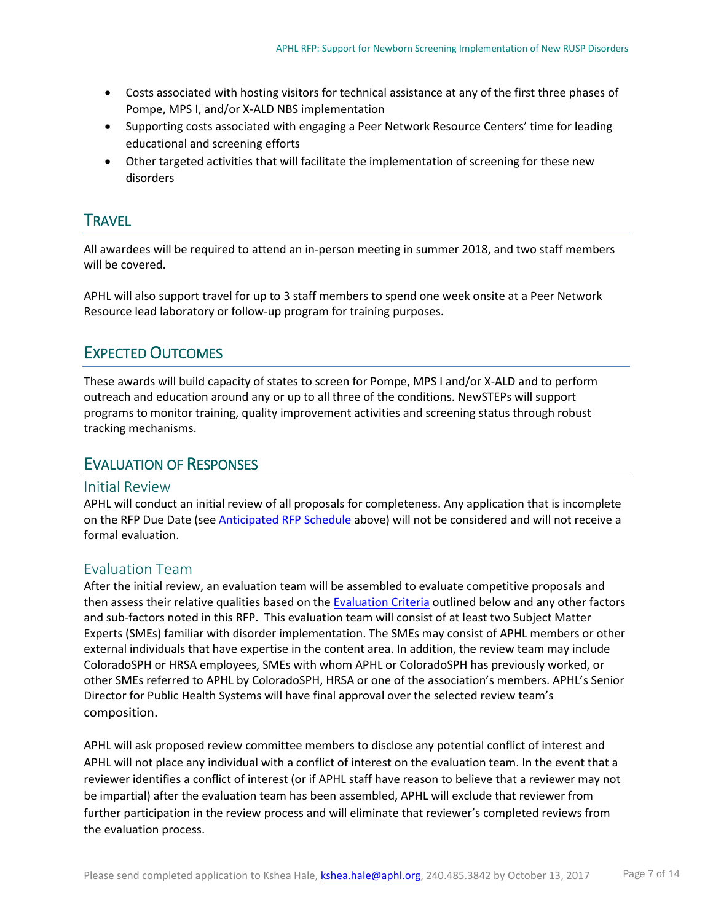- Costs associated with hosting visitors for technical assistance at any of the first three phases of Pompe, MPS I, and/or X-ALD NBS implementation
- Supporting costs associated with engaging a Peer Network Resource Centers' time for leading educational and screening efforts
- Other targeted activities that will facilitate the implementation of screening for these new disorders

## Travel

All awardees will be required to attend an in-person meeting in summer 2018, and two staff members will be covered.

APHL will also support travel for up to 3 staff members to spend one week onsite at a Peer Network Resource lead laboratory or follow-up program for training purposes.

## Expected Outcomes

These awards will build capacity of states to screen for Pompe, MPS I and/or X-ALD and to perform outreach and education around any or up to all three of the conditions. NewSTEPs will support programs to monitor training, quality improvement activities and screening status through robust tracking mechanisms.

## Evaluation of Responses

### Initial Review

APHL will conduct an initial review of all proposals for completeness. Any application that is incomplete on the RFP Due Date (see Anticipated RFP Schedule above) will not be considered and will not receive a formal evaluation.

### Evaluation Team

After the initial review, an evaluation team will be assembled to evaluate competitive proposals and then assess their relative qualities based on the Evaluation Criteria outlined below and any other factors and sub-factors noted in this RFP. This evaluation team will consist of at least two Subject Matter Experts (SMEs) familiar with disorder implementation. The SMEs may consist of APHL members or other external individuals that have expertise in the content area. In addition, the review team may include ColoradoSPH or HRSA employees, SMEs with whom APHL or ColoradoSPH has previously worked, or other SMEs referred to APHL by ColoradoSPH, HRSA or one of the association's members. APHL's Senior Director for Public Health Systems will have final approval over the selected review team's composition.

APHL will ask proposed review committee members to disclose any potential conflict of interest and APHL will not place any individual with a conflict of interest on the evaluation team. In the event that a reviewer identifies a conflict of interest (or if APHL staff have reason to believe that a reviewer may not be impartial) after the evaluation team has been assembled, APHL will exclude that reviewer from further participation in the review process and will eliminate that reviewer's completed reviews from the evaluation process.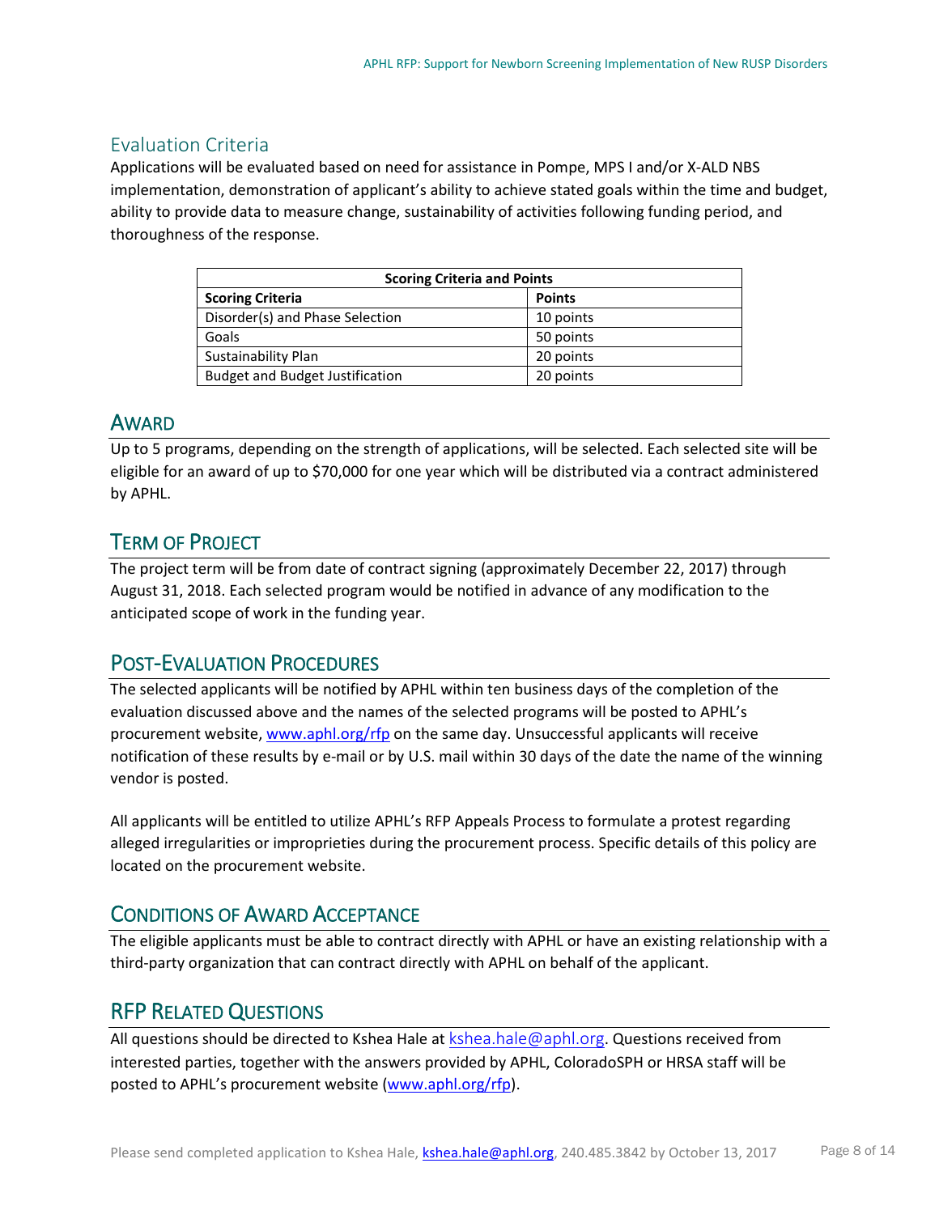## Evaluation Criteria

Applications will be evaluated based on need for assistance in Pompe, MPS I and/or X-ALD NBS implementation, demonstration of applicant's ability to achieve stated goals within the time and budget, ability to provide data to measure change, sustainability of activities following funding period, and thoroughness of the response.

| Scoring Criteria and Points | |
|---|---|
| **Scoring Criteria** | **Points** |
| Disorder(s) and Phase Selection | 10 points |
| Goals | 50 points |
| Sustainability Plan | 20 points |
| Budget and Budget Justification | 20 points |

## Award

Up to 5 programs, depending on the strength of applications, will be selected. Each selected site will be eligible for an award of up to $70,000 for one year which will be distributed via a contract administered by APHL.

## Term of Project

The project term will be from date of contract signing (approximately December 22, 2017) through August 31, 2018. Each selected program would be notified in advance of any modification to the anticipated scope of work in the funding year.

## Post-Evaluation Procedures

The selected applicants will be notified by APHL within ten business days of the completion of the evaluation discussed above and the names of the selected programs will be posted to APHL's procurement website, www.aphl.org/rfp on the same day. Unsuccessful applicants will receive notification of these results by e-mail or by U.S. mail within 30 days of the date the name of the winning vendor is posted.

All applicants will be entitled to utilize APHL's RFP Appeals Process to formulate a protest regarding alleged irregularities or improprieties during the procurement process. Specific details of this policy are located on the procurement website.

## Conditions of Award Acceptance

The eligible applicants must be able to contract directly with APHL or have an existing relationship with a third-party organization that can contract directly with APHL on behalf of the applicant.

## RFP Related Questions

All questions should be directed to Kshea Hale at kshea.hale@aphl.org. Questions received from interested parties, together with the answers provided by APHL, ColoradoSPH or HRSA staff will be posted to APHL's procurement website (www.aphl.org/rfp).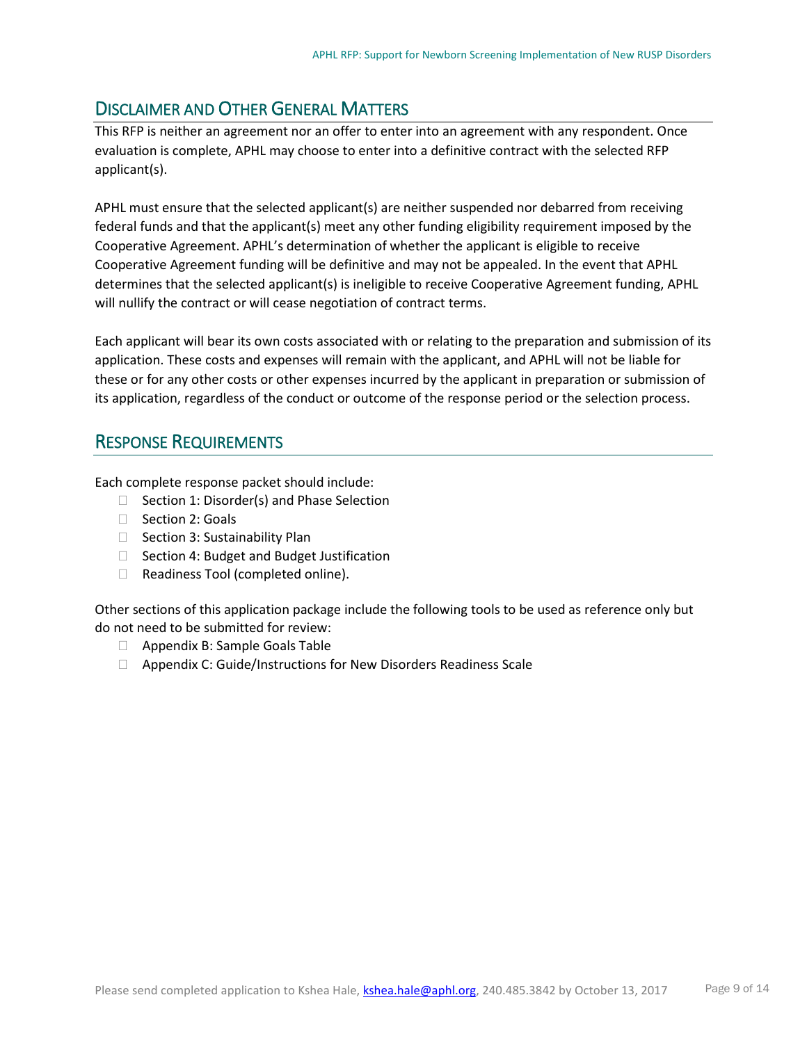## Disclaimer and Other General Matters

This RFP is neither an agreement nor an offer to enter into an agreement with any respondent. Once evaluation is complete, APHL may choose to enter into a definitive contract with the selected RFP applicant(s).

APHL must ensure that the selected applicant(s) are neither suspended nor debarred from receiving federal funds and that the applicant(s) meet any other funding eligibility requirement imposed by the Cooperative Agreement. APHL's determination of whether the applicant is eligible to receive Cooperative Agreement funding will be definitive and may not be appealed. In the event that APHL determines that the selected applicant(s) is ineligible to receive Cooperative Agreement funding, APHL will nullify the contract or will cease negotiation of contract terms.

Each applicant will bear its own costs associated with or relating to the preparation and submission of its application. These costs and expenses will remain with the applicant, and APHL will not be liable for these or for any other costs or other expenses incurred by the applicant in preparation or submission of its application, regardless of the conduct or outcome of the response period or the selection process.

## Response Requirements

Each complete response packet should include:

- Section 1: Disorder(s) and Phase Selection
- Section 2: Goals
- Section 3: Sustainability Plan
- Section 4: Budget and Budget Justification
- Readiness Tool (completed online).

Other sections of this application package include the following tools to be used as reference only but do not need to be submitted for review:

- Appendix B: Sample Goals Table
- Appendix C: Guide/Instructions for New Disorders Readiness Scale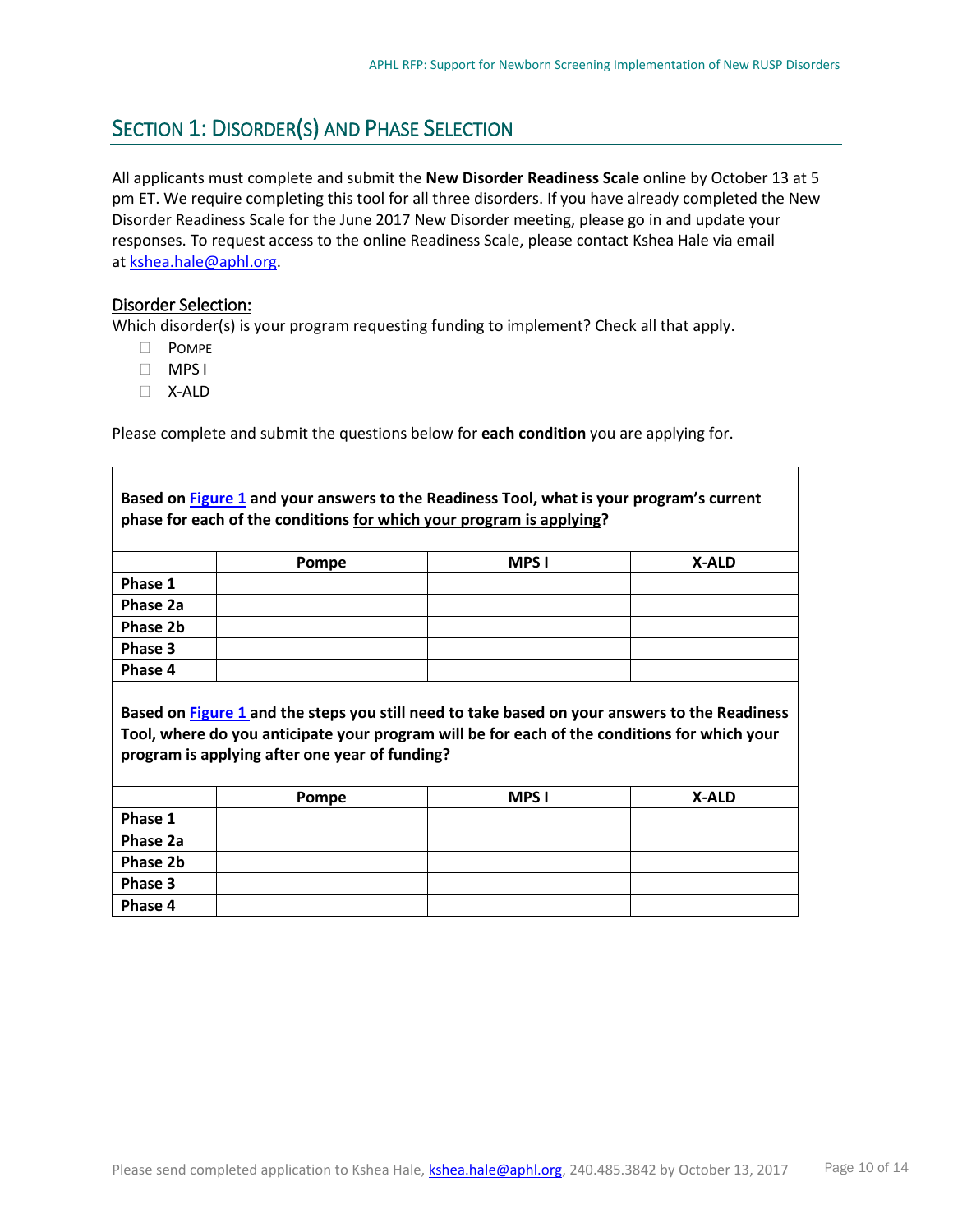## SECTION 1: DISORDER(S) AND PHASE SELECTION

All applicants must complete and submit the **New Disorder Readiness Scale** online by October 13 at 5 pm ET. We require completing this tool for all three disorders. If you have already completed the New Disorder Readiness Scale for the June 2017 New Disorder meeting, please go in and update your responses. To request access to the online Readiness Scale, please contact Kshea Hale via email at kshea.hale@aphl.org.

### Disorder Selection:

Which disorder(s) is your program requesting funding to implement? Check all that apply.

- ☐ POMPE
- ☐ MPS I
- ☐ X-ALD

Please complete and submit the questions below for **each condition** you are applying for.

**Based on Figure 1 and your answers to the Readiness Tool, what is your program's current phase for each of the conditions for which your program is applying?**

| | Pompe | MPS I | X-ALD |
|---|---|---|---|
| **Phase 1** | | | |
| **Phase 2a** | | | |
| **Phase 2b** | | | |
| **Phase 3** | | | |
| **Phase 4** | | | |

**Based on Figure 1 and the steps you still need to take based on your answers to the Readiness Tool, where do you anticipate your program will be for each of the conditions for which your program is applying after one year of funding?**

| | Pompe | MPS I | X-ALD |
|---|---|---|---|
| **Phase 1** | | | |
| **Phase 2a** | | | |
| **Phase 2b** | | | |
| **Phase 3** | | | |
| **Phase 4** | | | |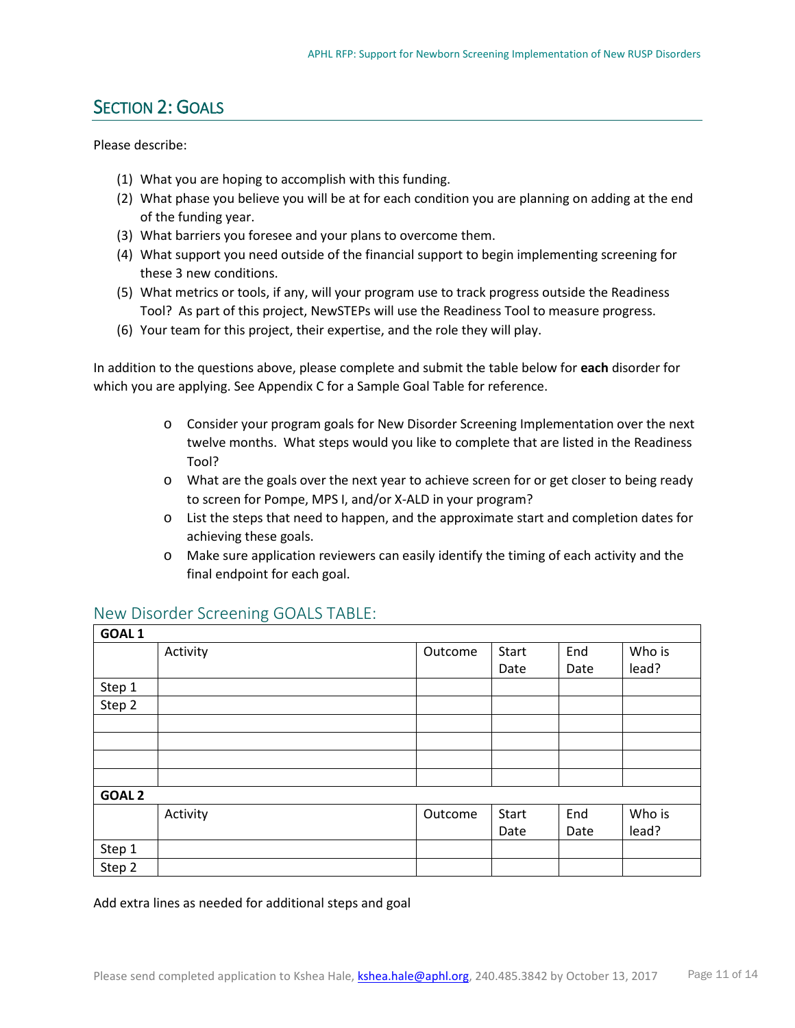## SECTION 2: GOALS

Please describe:

1. What you are hoping to accomplish with this funding.
2. What phase you believe you will be at for each condition you are planning on adding at the end of the funding year.
3. What barriers you foresee and your plans to overcome them.
4. What support you need outside of the financial support to begin implementing screening for these 3 new conditions.
5. What metrics or tools, if any, will your program use to track progress outside the Readiness Tool? As part of this project, NewSTEPs will use the Readiness Tool to measure progress.
6. Your team for this project, their expertise, and the role they will play.

In addition to the questions above, please complete and submit the table below for **each** disorder for which you are applying. See Appendix C for a Sample Goal Table for reference.

- Consider your program goals for New Disorder Screening Implementation over the next twelve months. What steps would you like to complete that are listed in the Readiness Tool?
- What are the goals over the next year to achieve screen for or get closer to being ready to screen for Pompe, MPS I, and/or X-ALD in your program?
- List the steps that need to happen, and the approximate start and completion dates for achieving these goals.
- Make sure application reviewers can easily identify the timing of each activity and the final endpoint for each goal.

### New Disorder Screening GOALS TABLE:

| **GOAL 1** | | | | | |
|---|---|---|---|---|---|
| | Activity | Outcome | Start Date | End Date | Who is lead? |
| Step 1 | | | | | |
| Step 2 | | | | | |
| | | | | | |
| | | | | | |
| | | | | | |
| | | | | | |
| **GOAL 2** | | | | | |
| | Activity | Outcome | Start Date | End Date | Who is lead? |
| Step 1 | | | | | |
| Step 2 | | | | | |

Add extra lines as needed for additional steps and goal

Please send completed application to Kshea Hale, kshea.hale@aphl.org, 240.485.3842 by October 13, 2017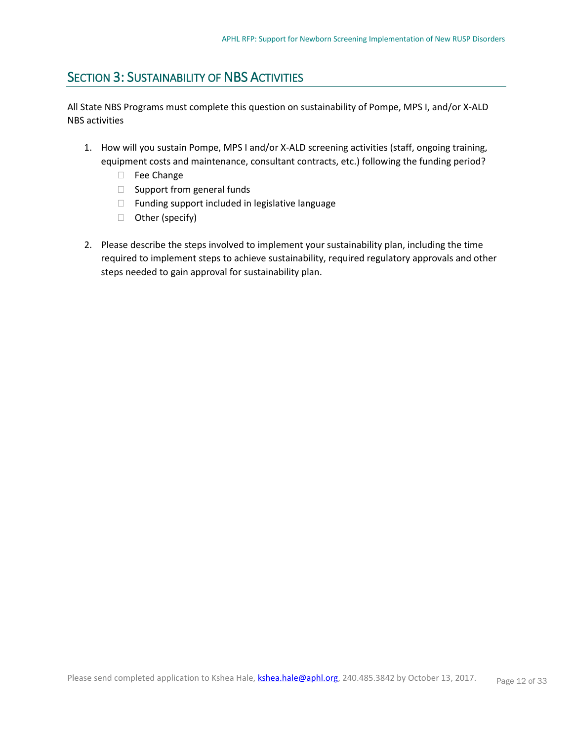## Section 3: Sustainability of NBS Activities

All State NBS Programs must complete this question on sustainability of Pompe, MPS I, and/or X-ALD NBS activities

1. How will you sustain Pompe, MPS I and/or X-ALD screening activities (staff, ongoing training, equipment costs and maintenance, consultant contracts, etc.) following the funding period?
   - ☐ Fee Change
   - ☐ Support from general funds
   - ☐ Funding support included in legislative language
   - ☐ Other (specify)

2. Please describe the steps involved to implement your sustainability plan, including the time required to implement steps to achieve sustainability, required regulatory approvals and other steps needed to gain approval for sustainability plan.

Please send completed application to Kshea Hale, kshea.hale@aphl.org, 240.485.3842 by October 13, 2017.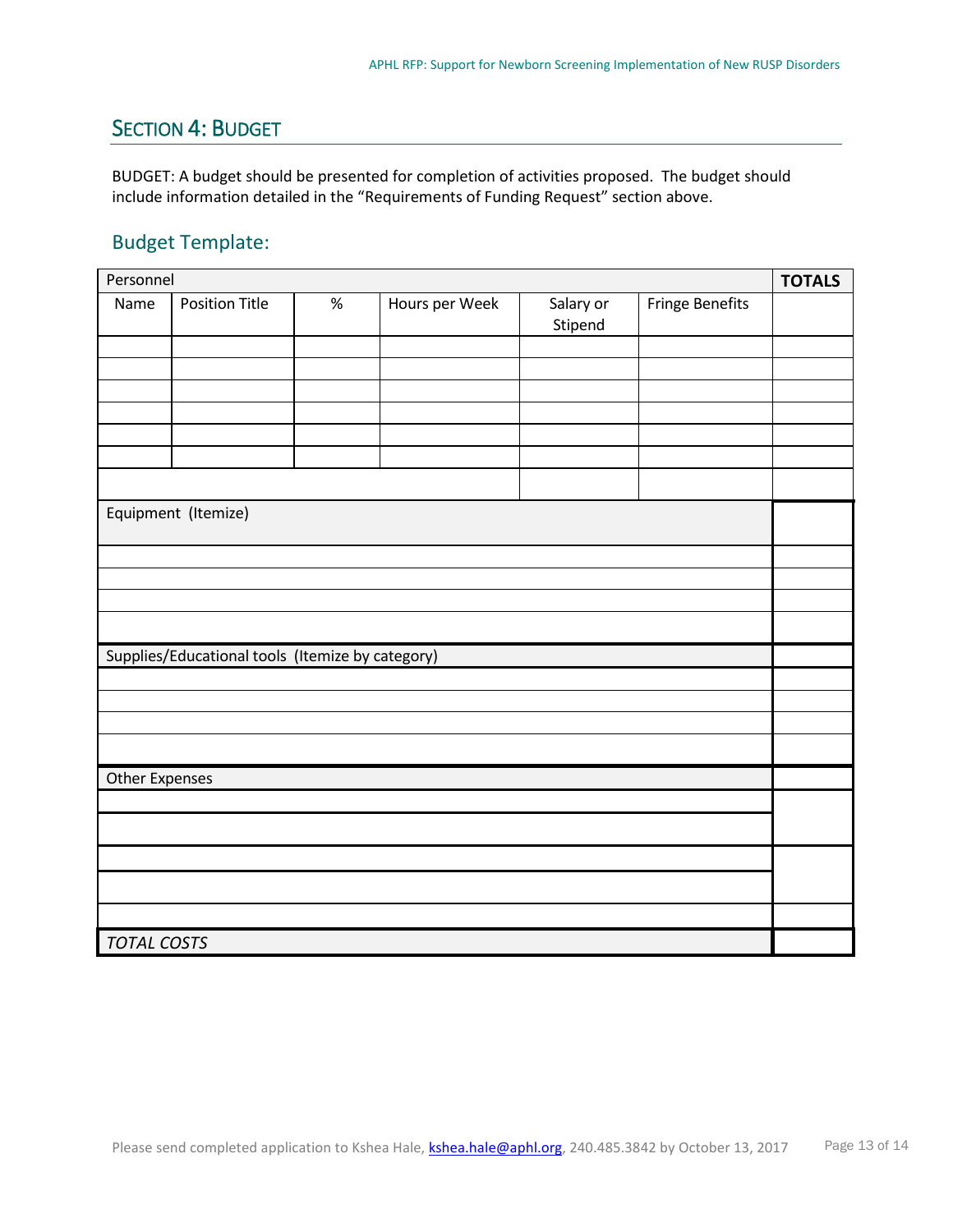## Section 4: Budget

BUDGET: A budget should be presented for completion of activities proposed. The budget should include information detailed in the "Requirements of Funding Request" section above.

### Budget Template:

| Personnel | | | | | | **TOTALS** |
|---|---|---|---|---|---|---|
| Name | Position Title | % | Hours per Week | Salary or Stipend | Fringe Benefits | |
| | | | | | | |
| | | | | | | |
| | | | | | | |
| | | | | | | |
| | | | | | | |
| | | | | | | |
| | | | | | | |
| Equipment (Itemize) | | | | | | |
| | | | | | | |
| | | | | | | |
| | | | | | | |
| | | | | | | |
| Supplies/Educational tools (Itemize by category) | | | | | | |
| | | | | | | |
| | | | | | | |
| | | | | | | |
| | | | | | | |
| Other Expenses | | | | | | |
| | | | | | | |
| | | | | | | |
| | | | | | | |
| | | | | | | |
| | | | | | | |
| *TOTAL COSTS* | | | | | | |

Please send completed application to Kshea Hale, kshea.hale@aphl.org, 240.485.3842 by October 13, 2017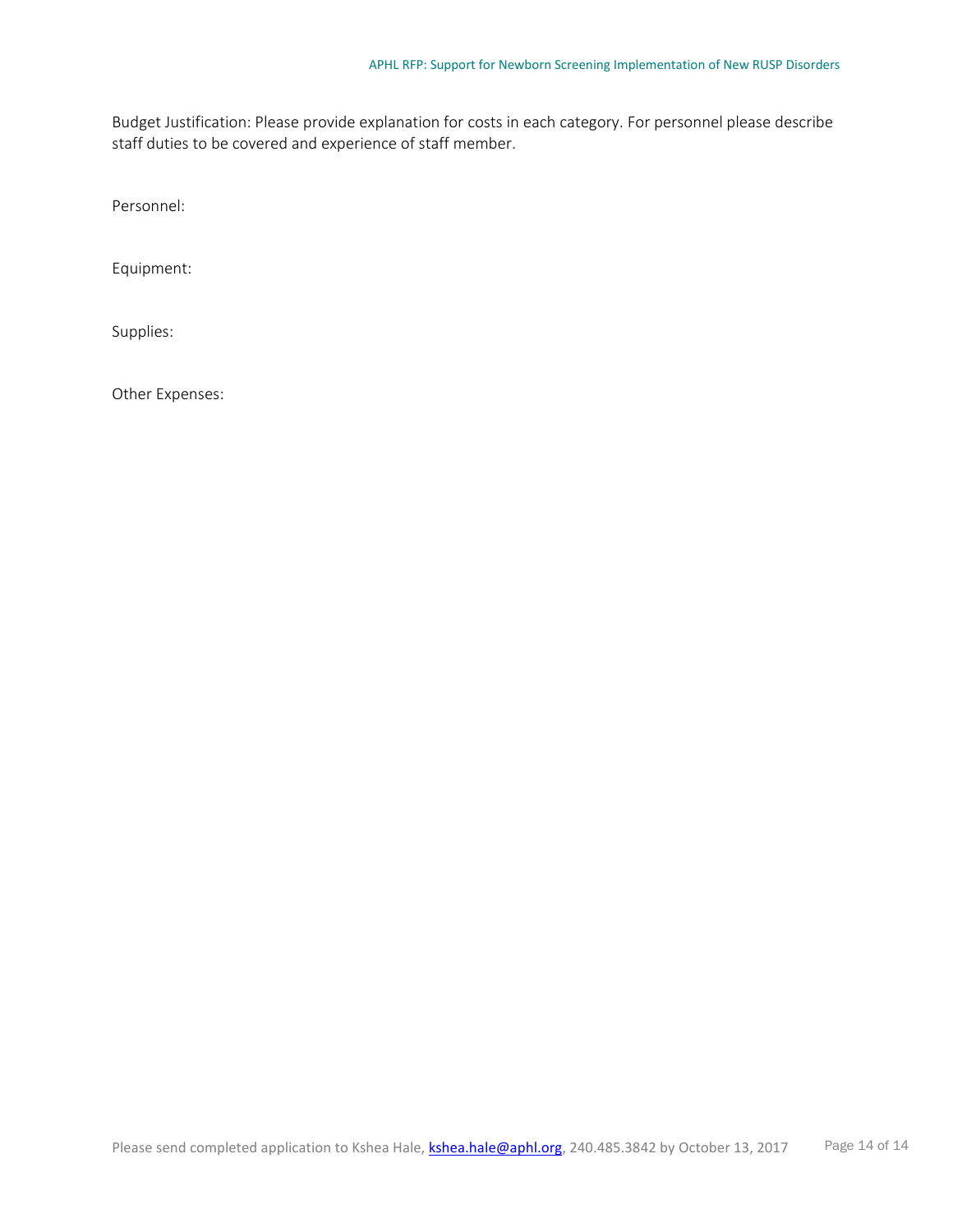Budget Justification: Please provide explanation for costs in each category. For personnel please describe staff duties to be covered and experience of staff member.

Personnel:

Equipment:

Supplies:

Other Expenses:

Please send completed application to Kshea Hale, [kshea.hale@aphl.org](mailto:kshea.hale@aphl.org), 240.485.3842 by October 13, 2017